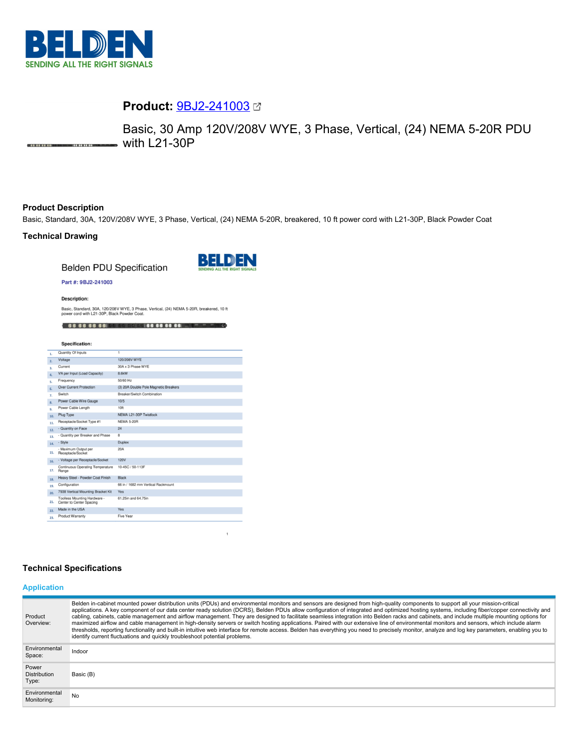**Product:** 9BJ2-241003

Basic, 30 Amp 120V/208V WYE, 3 Phase, Vertical, (24) NEMA 5-20R PDU with L21-30P

## Product Description

Basic, Standard, 30A, 120V/208V WYE, 3 Phase, Vertical, (24) NEMA 5-20R, breakered, 10 ft power cord with L21-30P, Black Powder Coat

## Technical Drawing

Belden PDU Specification

Part #: 9BJ2-241003

**Description:**

Basic, Standard, 30A, 120/208V WYE, 3 Phase, Vertical, (24) NEMA 5-20R, breakered, 10 ft power cord with L21-30P, Black Powder Coat.

**Specification:**

| # | Specification | Value |
|---|---|---|
| 1. | Quantity Of Inputs | 1 |
| 2. | Voltage | 120/208V WYE |
| 3. | Current | 30A x 3 Phase WYE |
| 4. | VA per Input (Load Capacity) | 8.6kW |
| 5. | Frequency | 50/60 Hz |
| 6. | Over Current Protection | (3) 20A Double Pole Magnetic Breakers |
| 7. | Switch | Breaker/Switch Combination |
| 8. | Power Cable Wire Gauge | 10/5 |
| 9. | Power Cable Length | 10ft |
| 10. | Plug Type | NEMA L21-30P Twistlock |
| 11. | Receptacle/Socket Type #1 | NEMA 5-20R |
| 12. | - Quantity on Face | 24 |
| 13. | - Quantity per Breaker and Phase | 8 |
| 14. | - Style | Duplex |
| 15. | - Maximum Output per Receptacle/Socket | 20A |
| 16. | - Voltage per Receptacle/Socket | 120V |
| 17. | Continuous Operating Temperature Range | 10-45C / 50-113F |
| 18. | Heavy Steel - Powder Coat Finish | Black |
| 19. | Configuration | 66 in / 1682 mm Vertical Rackmount |
| 20. | 7938 Vertical Mounting Bracket Kit | Yes |
| 21. | Toolless Mounting Hardware - Center to Center Spacing | 61.25in and 64.75in |
| 22. | Made in the USA | Yes |
| 23. | Product Warranty | Five Year |

## Technical Specifications

### Application

| | |
|---|---|
| Product Overview: | Belden in-cabinet mounted power distribution units (PDUs) and environmental monitors and sensors are designed from high-quality components to support all your mission-critical applications. A key component of our data center ready solution (DCRS), Belden PDUs allow configuration of integrated and optimized hosting systems, including fiber/copper connectivity and cabling, cabinets, cable management and airflow management. They are designed to facilitate seamless integration into Belden racks and cabinets, and include multiple mounting options for maximized airflow and cable management in high-density servers or switch hosting applications. Paired with our extensive line of environmental monitors and sensors, which include alarm thresholds, reporting functionality and built-in intuitive web interface for remote access. Belden has everything you need to precisely monitor, analyze and log key parameters, enabling you to identify current fluctuations and quickly troubleshoot potential problems. |
| Environmental Space: | Indoor |
| Power Distribution Type: | Basic (B) |
| Environmental Monitoring: | No |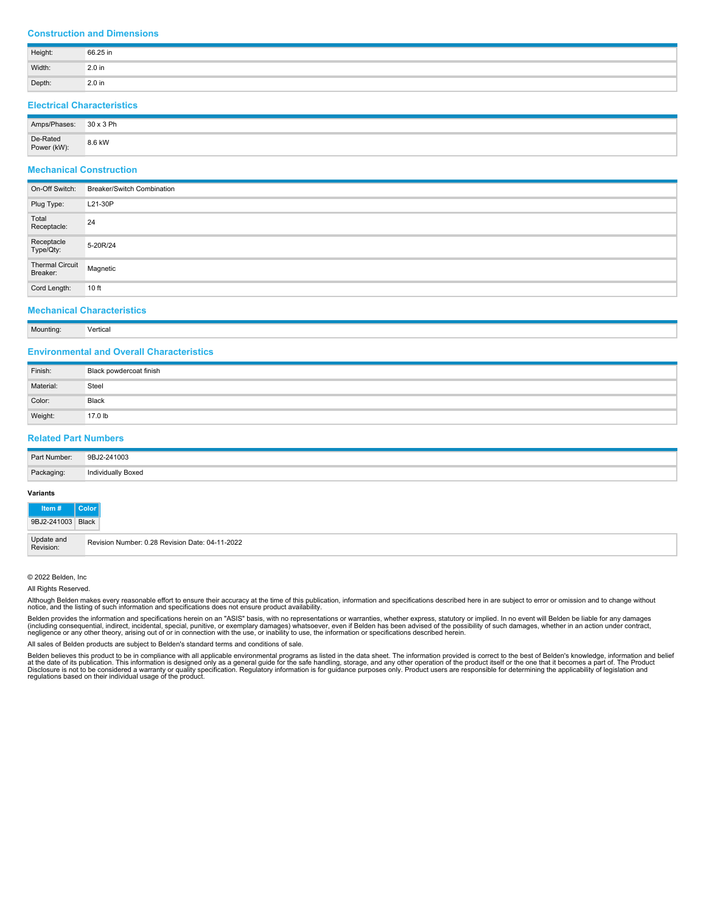## Construction and Dimensions

| | |
|---|---|
| Height: | 66.25 in |
| Width: | 2.0 in |
| Depth: | 2.0 in |

## Electrical Characteristics

| | |
|---|---|
| Amps/Phases: | 30 x 3 Ph |
| De-Rated Power (kW): | 8.6 kW |

## Mechanical Construction

| | |
|---|---|
| On-Off Switch: | Breaker/Switch Combination |
| Plug Type: | L21-30P |
| Total Receptacle: | 24 |
| Receptacle Type/Qty: | 5-20R/24 |
| Thermal Circuit Breaker: | Magnetic |
| Cord Length: | 10 ft |

## Mechanical Characteristics

| | |
|---|---|
| Mounting: | Vertical |

## Environmental and Overall Characteristics

| | |
|---|---|
| Finish: | Black powdercoat finish |
| Material: | Steel |
| Color: | Black |
| Weight: | 17.0 lb |

## Related Part Numbers

| | |
|---|---|
| Part Number: | 9BJ2-241003 |
| Packaging: | Individually Boxed |

**Variants**

| Item # | Color |
|---|---|
| 9BJ2-241003 | Black |

| | |
|---|---|
| Update and Revision: | Revision Number: 0.28 Revision Date: 04-11-2022 |

© 2022 Belden, Inc

All Rights Reserved.

Although Belden makes every reasonable effort to ensure their accuracy at the time of this publication, information and specifications described here in are subject to error or omission and to change without notice, and the listing of such information and specifications does not ensure product availability.

Belden provides the information and specifications herein on an "ASIS" basis, with no representations or warranties, whether express, statutory or implied. In no event will Belden be liable for any damages (including consequential, indirect, incidental, special, punitive, or exemplary damages) whatsoever, even if Belden has been advised of the possibility of such damages, whether in an action under contract, negligence or any other theory, arising out of or in connection with the use, or inability to use, the information or specifications described herein.

All sales of Belden products are subject to Belden's standard terms and conditions of sale.

Belden believes this product to be in compliance with all applicable environmental programs as listed in the data sheet. The information provided is correct to the best of Belden's knowledge, information and belief at the date of its publication. This information is designed only as a general guide for the safe handling, storage, and any other operation of the product itself or the one that it becomes a part of. The Product Disclosure is not to be considered a warranty or quality specification. Regulatory information is for guidance purposes only. Product users are responsible for determining the applicability of legislation and regulations based on their individual usage of the product.